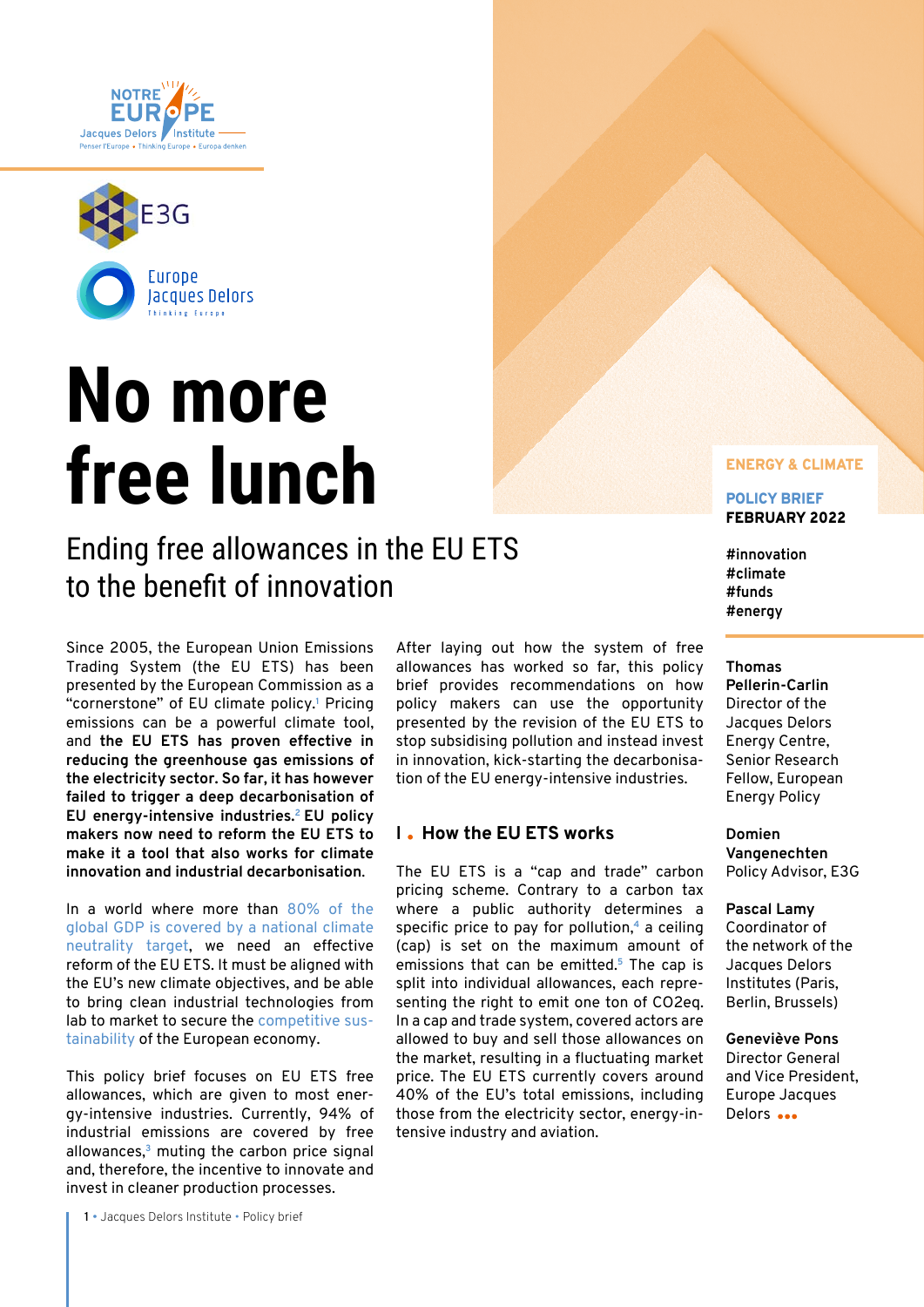# No more free lunch

## Ending free allowances in the EU ETS to the benefit of innovation

ENERGY & CLIMATE

POLICY BRIEF
**FEBRUARY 2022**

#innovation
#climate
#funds
#energy

**Thomas Pellerin-Carlin**
Director of the Jacques Delors Energy Centre, Senior Research Fellow, European Energy Policy

**Domien Vangenechten**
Policy Advisor, E3G

**Pascal Lamy**
Coordinator of the network of the Jacques Delors Institutes (Paris, Berlin, Brussels)

**Geneviève Pons**
Director General and Vice President, Europe Jacques Delors

Since 2005, the European Union Emissions Trading System (the EU ETS) has been presented by the European Commission as a "cornerstone" of EU climate policy.[1] Pricing emissions can be a powerful climate tool, and **the EU ETS has proven effective in reducing the greenhouse gas emissions of the electricity sector. So far, it has however failed to trigger a deep decarbonisation of EU energy-intensive industries.**[2] **EU policy makers now need to reform the EU ETS to make it a tool that also works for climate innovation and industrial decarbonisation.**

In a world where more than 80% of the global GDP is covered by a national climate neutrality target, we need an effective reform of the EU ETS. It must be aligned with the EU's new climate objectives, and be able to bring clean industrial technologies from lab to market to secure the competitive sustainability of the European economy.

This policy brief focuses on EU ETS free allowances, which are given to most energy-intensive industries. Currently, 94% of industrial emissions are covered by free allowances,[3] muting the carbon price signal and, therefore, the incentive to innovate and invest in cleaner production processes.

After laying out how the system of free allowances has worked so far, this policy brief provides recommendations on how policy makers can use the opportunity presented by the revision of the EU ETS to stop subsidising pollution and instead invest in innovation, kick-starting the decarbonisation of the EU energy-intensive industries.

## I . How the EU ETS works

The EU ETS is a "cap and trade" carbon pricing scheme. Contrary to a carbon tax where a public authority determines a specific price to pay for pollution,[4] a ceiling (cap) is set on the maximum amount of emissions that can be emitted.[5] The cap is split into individual allowances, each representing the right to emit one ton of CO2eq. In a cap and trade system, covered actors are allowed to buy and sell those allowances on the market, resulting in a fluctuating market price. The EU ETS currently covers around 40% of the EU's total emissions, including those from the electricity sector, energy-intensive industry and aviation.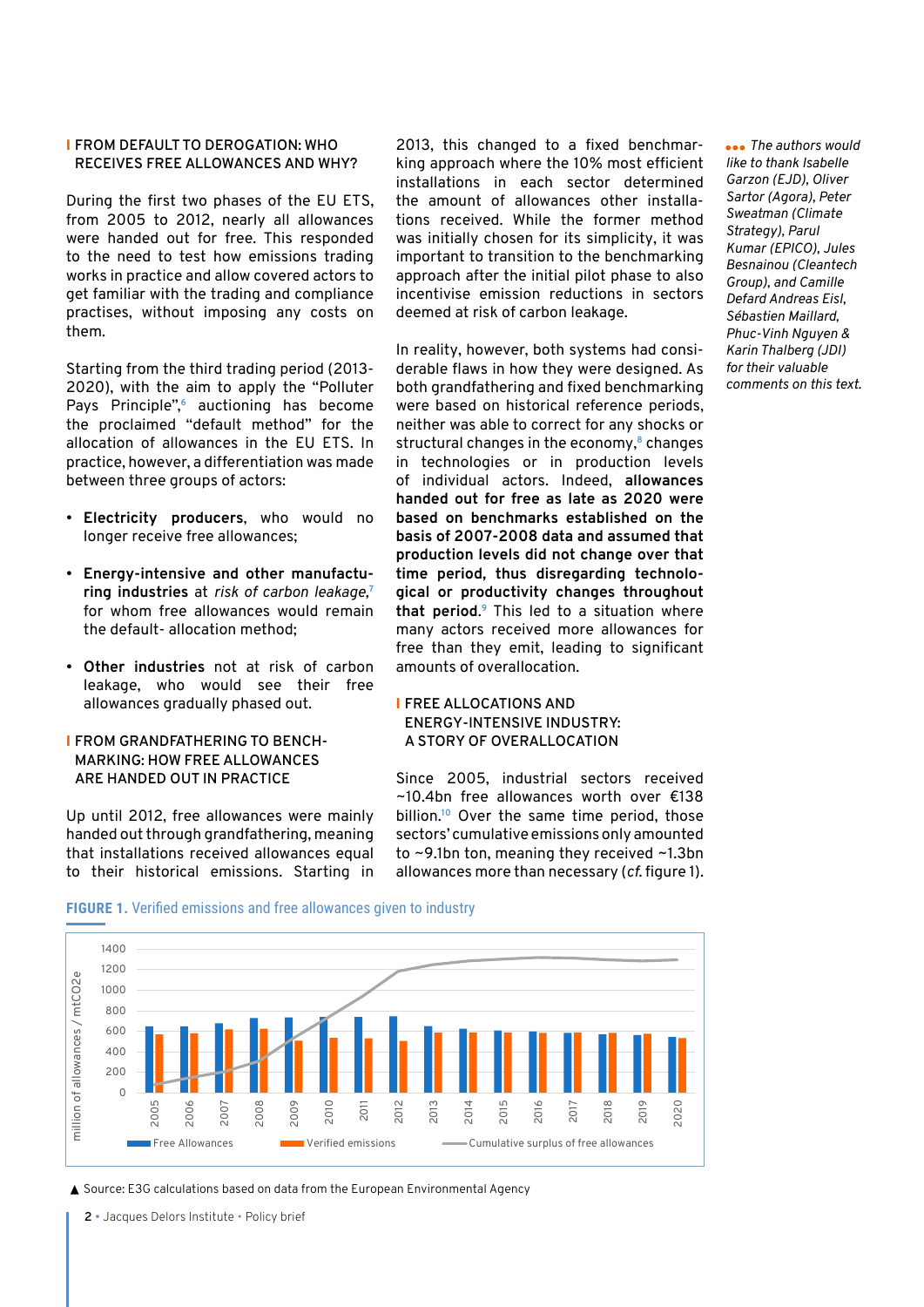## FROM DEFAULT TO DEROGATION: WHO RECEIVES FREE ALLOWANCES AND WHY?

During the first two phases of the EU ETS, from 2005 to 2012, nearly all allowances were handed out for free. This responded to the need to test how emissions trading works in practice and allow covered actors to get familiar with the trading and compliance practises, without imposing any costs on them.

Starting from the third trading period (2013-2020), with the aim to apply the "Polluter Pays Principle",[6] auctioning has become the proclaimed "default method" for the allocation of allowances in the EU ETS. In practice, however, a differentiation was made between three groups of actors:

- **Electricity producers**, who would no longer receive free allowances;
- **Energy-intensive and other manufacturing industries** at *risk of carbon leakage*,[7] for whom free allowances would remain the default- allocation method;
- **Other industries** not at risk of carbon leakage, who would see their free allowances gradually phased out.

## FROM GRANDFATHERING TO BENCHMARKING: HOW FREE ALLOWANCES ARE HANDED OUT IN PRACTICE

Up until 2012, free allowances were mainly handed out through grandfathering, meaning that installations received allowances equal to their historical emissions. Starting in 2013, this changed to a fixed benchmarking approach where the 10% most efficient installations in each sector determined the amount of allowances other installations received. While the former method was initially chosen for its simplicity, it was important to transition to the benchmarking approach after the initial pilot phase to also incentivise emission reductions in sectors deemed at risk of carbon leakage.

In reality, however, both systems had considerable flaws in how they were designed. As both grandfathering and fixed benchmarking were based on historical reference periods, neither was able to correct for any shocks or structural changes in the economy,[8] changes in technologies or in production levels of individual actors. Indeed, **allowances handed out for free as late as 2020 were based on benchmarks established on the basis of 2007-2008 data and assumed that production levels did not change over that time period, thus disregarding technological or productivity changes throughout that period.**[9] This led to a situation where many actors received more allowances for free than they emit, leading to significant amounts of overallocation.

## FREE ALLOCATIONS AND ENERGY-INTENSIVE INDUSTRY: A STORY OF OVERALLOCATION

Since 2005, industrial sectors received ~10.4bn free allowances worth over €138 billion.[10] Over the same time period, those sectors' cumulative emissions only amounted to ~9.1bn ton, meaning they received ~1.3bn allowances more than necessary (*cf.* figure 1).

*The authors would like to thank Isabelle Garzon (EJD), Oliver Sartor (Agora), Peter Sweatman (Climate Strategy), Parul Kumar (EPICO), Jules Besnainou (Cleantech Group), and Camille Defard Andreas Eisl, Sébastien Maillard, Phuc-Vinh Nguyen & Karin Thalberg (JDI) for their valuable comments on this text.*

**FIGURE 1.** Verified emissions and free allowances given to industry

Source: E3G calculations based on data from the European Environmental Agency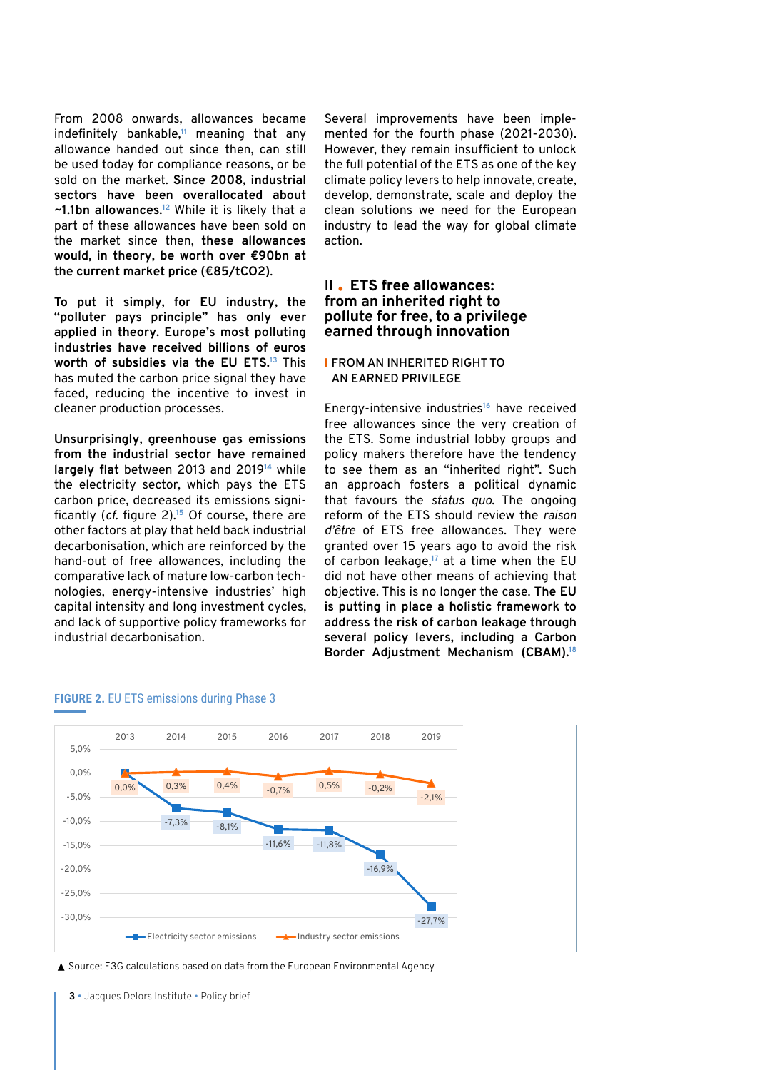From 2008 onwards, allowances became indefinitely bankable,[11] meaning that any allowance handed out since then, can still be used today for compliance reasons, or be sold on the market. **Since 2008, industrial sectors have been overallocated about ~1.1bn allowances.**[12] While it is likely that a part of these allowances have been sold on the market since then, **these allowances would, in theory, be worth over €90bn at the current market price (€85/tCO2).**

**To put it simply, for EU industry, the "polluter pays principle" has only ever applied in theory. Europe's most polluting industries have received billions of euros worth of subsidies via the EU ETS.**[13] This has muted the carbon price signal they have faced, reducing the incentive to invest in cleaner production processes.

**Unsurprisingly, greenhouse gas emissions from the industrial sector have remained largely flat** between 2013 and 2019[14] while the electricity sector, which pays the ETS carbon price, decreased its emissions significantly (*cf.* figure 2).[15] Of course, there are other factors at play that held back industrial decarbonisation, which are reinforced by the hand-out of free allowances, including the comparative lack of mature low-carbon technologies, energy-intensive industries' high capital intensity and long investment cycles, and lack of supportive policy frameworks for industrial decarbonisation.

Several improvements have been implemented for the fourth phase (2021-2030). However, they remain insufficient to unlock the full potential of the ETS as one of the key climate policy levers to help innovate, create, develop, demonstrate, scale and deploy the clean solutions we need for the European industry to lead the way for global climate action.

## II • ETS free allowances: from an inherited right to pollute for free, to a privilege earned through innovation

### FROM AN INHERITED RIGHT TO AN EARNED PRIVILEGE

Energy-intensive industries[16] have received free allowances since the very creation of the ETS. Some industrial lobby groups and policy makers therefore have the tendency to see them as an "inherited right". Such an approach fosters a political dynamic that favours the *status quo*. The ongoing reform of the ETS should review the *raison d'être* of ETS free allowances. They were granted over 15 years ago to avoid the risk of carbon leakage,[17] at a time when the EU did not have other means of achieving that objective. This is no longer the case. **The EU is putting in place a holistic framework to address the risk of carbon leakage through several policy levers, including a Carbon Border Adjustment Mechanism (CBAM).**[18]

**FIGURE 2.** EU ETS emissions during Phase 3

| | 2013 | 2014 | 2015 | 2016 | 2017 | 2018 | 2019 |
|---|---|---|---|---|---|---|---|
| Electricity sector emissions | 0,0% | -7,3% | -8,1% | -11,6% | -11,8% | -16,9% | -27,7% |
| Industry sector emissions | 0,0% | 0,3% | 0,4% | -0,7% | 0,5% | -0,2% | -2,1% |

▲ Source: E3G calculations based on data from the European Environmental Agency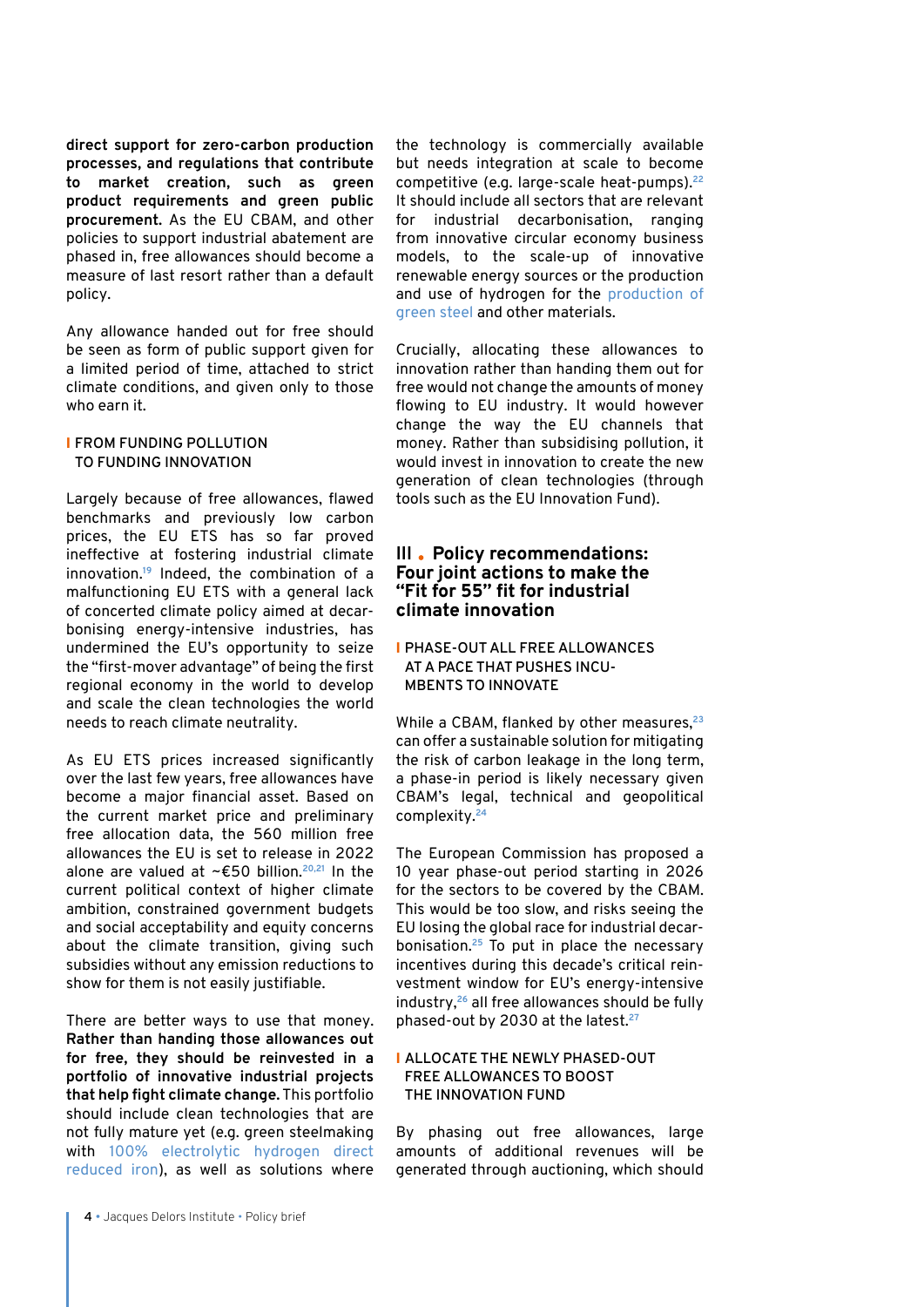**direct support for zero-carbon production processes, and regulations that contribute to market creation, such as green product requirements and green public procurement.** As the EU CBAM, and other policies to support industrial abatement are phased in, free allowances should become a measure of last resort rather than a default policy.

Any allowance handed out for free should be seen as form of public support given for a limited period of time, attached to strict climate conditions, and given only to those who earn it.

### FROM FUNDING POLLUTION TO FUNDING INNOVATION

Largely because of free allowances, flawed benchmarks and previously low carbon prices, the EU ETS has so far proved ineffective at fostering industrial climate innovation.[19] Indeed, the combination of a malfunctioning EU ETS with a general lack of concerted climate policy aimed at decarbonising energy-intensive industries, has undermined the EU's opportunity to seize the "first-mover advantage" of being the first regional economy in the world to develop and scale the clean technologies the world needs to reach climate neutrality.

As EU ETS prices increased significantly over the last few years, free allowances have become a major financial asset. Based on the current market price and preliminary free allocation data, the 560 million free allowances the EU is set to release in 2022 alone are valued at ~€50 billion.[20,21] In the current political context of higher climate ambition, constrained government budgets and social acceptability and equity concerns about the climate transition, giving such subsidies without any emission reductions to show for them is not easily justifiable.

There are better ways to use that money. **Rather than handing those allowances out for free, they should be reinvested in a portfolio of innovative industrial projects that help fight climate change.** This portfolio should include clean technologies that are not fully mature yet (e.g. green steelmaking with 100% electrolytic hydrogen direct reduced iron), as well as solutions where the technology is commercially available but needs integration at scale to become competitive (e.g. large-scale heat-pumps).[22] It should include all sectors that are relevant for industrial decarbonisation, ranging from innovative circular economy business models, to the scale-up of innovative renewable energy sources or the production and use of hydrogen for the production of green steel and other materials.

Crucially, allocating these allowances to innovation rather than handing them out for free would not change the amounts of money flowing to EU industry. It would however change the way the EU channels that money. Rather than subsidising pollution, it would invest in innovation to create the new generation of clean technologies (through tools such as the EU Innovation Fund).

## III . Policy recommendations: Four joint actions to make the "Fit for 55" fit for industrial climate innovation

### PHASE-OUT ALL FREE ALLOWANCES AT A PACE THAT PUSHES INCUMBENTS TO INNOVATE

While a CBAM, flanked by other measures,[23] can offer a sustainable solution for mitigating the risk of carbon leakage in the long term, a phase-in period is likely necessary given CBAM's legal, technical and geopolitical complexity.[24]

The European Commission has proposed a 10 year phase-out period starting in 2026 for the sectors to be covered by the CBAM. This would be too slow, and risks seeing the EU losing the global race for industrial decarbonisation.[25] To put in place the necessary incentives during this decade's critical reinvestment window for EU's energy-intensive industry,[26] all free allowances should be fully phased-out by 2030 at the latest.[27]

### ALLOCATE THE NEWLY PHASED-OUT FREE ALLOWANCES TO BOOST THE INNOVATION FUND

By phasing out free allowances, large amounts of additional revenues will be generated through auctioning, which should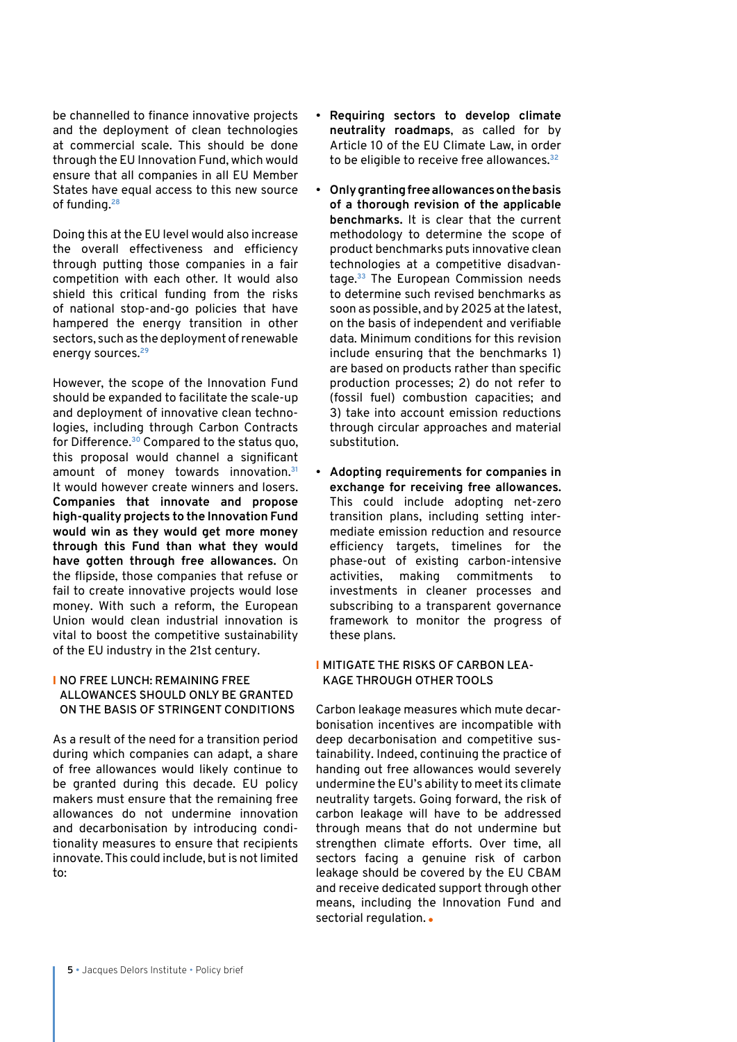be channelled to finance innovative projects and the deployment of clean technologies at commercial scale. This should be done through the EU Innovation Fund, which would ensure that all companies in all EU Member States have equal access to this new source of funding.[28]

Doing this at the EU level would also increase the overall effectiveness and efficiency through putting those companies in a fair competition with each other. It would also shield this critical funding from the risks of national stop-and-go policies that have hampered the energy transition in other sectors, such as the deployment of renewable energy sources.[29]

However, the scope of the Innovation Fund should be expanded to facilitate the scale-up and deployment of innovative clean technologies, including through Carbon Contracts for Difference.[30] Compared to the status quo, this proposal would channel a significant amount of money towards innovation.[31] It would however create winners and losers. **Companies that innovate and propose high-quality projects to the Innovation Fund would win as they would get more money through this Fund than what they would have gotten through free allowances.** On the flipside, those companies that refuse or fail to create innovative projects would lose money. With such a reform, the European Union would clean industrial innovation is vital to boost the competitive sustainability of the EU industry in the 21st century.

## NO FREE LUNCH: REMAINING FREE ALLOWANCES SHOULD ONLY BE GRANTED ON THE BASIS OF STRINGENT CONDITIONS

As a result of the need for a transition period during which companies can adapt, a share of free allowances would likely continue to be granted during this decade. EU policy makers must ensure that the remaining free allowances do not undermine innovation and decarbonisation by introducing conditionality measures to ensure that recipients innovate. This could include, but is not limited to:

- **Requiring sectors to develop climate neutrality roadmaps**, as called for by Article 10 of the EU Climate Law, in order to be eligible to receive free allowances.[32]
- **Only granting free allowances on the basis of a thorough revision of the applicable benchmarks.** It is clear that the current methodology to determine the scope of product benchmarks puts innovative clean technologies at a competitive disadvantage.[33] The European Commission needs to determine such revised benchmarks as soon as possible, and by 2025 at the latest, on the basis of independent and verifiable data. Minimum conditions for this revision include ensuring that the benchmarks 1) are based on products rather than specific production processes; 2) do not refer to (fossil fuel) combustion capacities; and 3) take into account emission reductions through circular approaches and material substitution.
- **Adopting requirements for companies in exchange for receiving free allowances.** This could include adopting net-zero transition plans, including setting intermediate emission reduction and resource efficiency targets, timelines for the phase-out of existing carbon-intensive activities, making commitments to investments in cleaner processes and subscribing to a transparent governance framework to monitor the progress of these plans.

## MITIGATE THE RISKS OF CARBON LEAKAGE THROUGH OTHER TOOLS

Carbon leakage measures which mute decarbonisation incentives are incompatible with deep decarbonisation and competitive sustainability. Indeed, continuing the practice of handing out free allowances would severely undermine the EU's ability to meet its climate neutrality targets. Going forward, the risk of carbon leakage will have to be addressed through means that do not undermine but strengthen climate efforts. Over time, all sectors facing a genuine risk of carbon leakage should be covered by the EU CBAM and receive dedicated support through other means, including the Innovation Fund and sectorial regulation.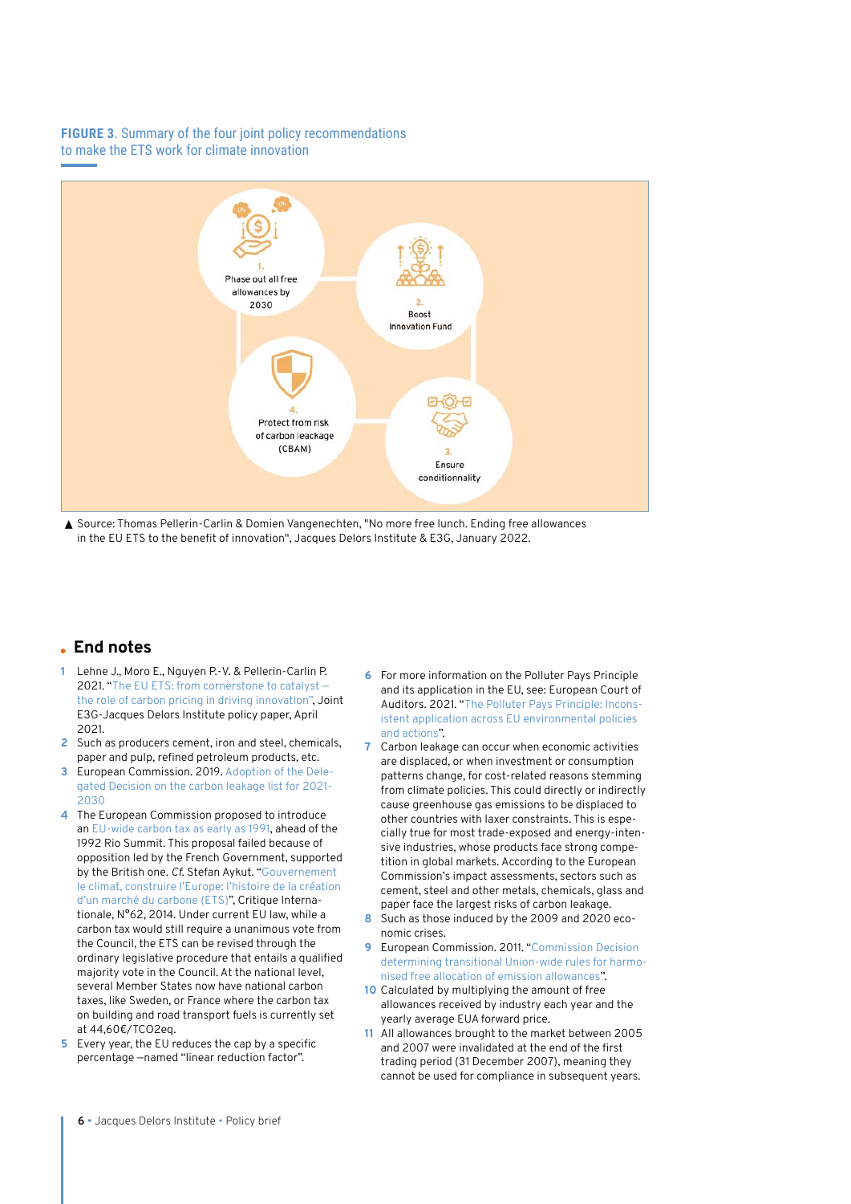**FIGURE 3**. Summary of the four joint policy recommendations to make the ETS work for climate innovation

1. Phase out all free allowances by 2030

2. Boost Innovation Fund

3. Ensure conditionnality

4. Protect from risk of carbon leackage (CBAM)

▲ Source: Thomas Pellerin-Carlin & Domien Vangenechten, "No more free lunch. Ending free allowances in the EU ETS to the benefit of innovation", Jacques Delors Institute & E3G, January 2022.

## End notes

1. Lehne J., Moro E., Nguyen P.-V. & Pellerin-Carlin P. 2021. "The EU ETS: from cornerstone to catalyst – the role of carbon pricing in driving innovation", Joint E3G-Jacques Delors Institute policy paper, April 2021.
2. Such as producers cement, iron and steel, chemicals, paper and pulp, refined petroleum products, etc.
3. European Commission. 2019. Adoption of the Delegated Decision on the carbon leakage list for 2021-2030
4. The European Commission proposed to introduce an EU-wide carbon tax as early as 1991, ahead of the 1992 Rio Summit. This proposal failed because of opposition led by the French Government, supported by the British one. *Cf.* Stefan Aykut. "Gouvernement le climat, construire l'Europe: l'histoire de la création d'un marché du carbone (ETS)", Critique Internationale, N°62, 2014. Under current EU law, while a carbon tax would still require a unanimous vote from the Council, the ETS can be revised through the ordinary legislative procedure that entails a qualified majority vote in the Council. At the national level, several Member States now have national carbon taxes, like Sweden, or France where the carbon tax on building and road transport fuels is currently set at 44,60€/TCO2eq.
5. Every year, the EU reduces the cap by a specific percentage —named "linear reduction factor".
6. For more information on the Polluter Pays Principle and its application in the EU, see: European Court of Auditors. 2021. "The Polluter Pays Principle: Inconsistent application across EU environmental policies and actions".
7. Carbon leakage can occur when economic activities are displaced, or when investment or consumption patterns change, for cost-related reasons stemming from climate policies. This could directly or indirectly cause greenhouse gas emissions to be displaced to other countries with laxer constraints. This is especially true for most trade-exposed and energy-intensive industries, whose products face strong competition in global markets. According to the European Commission's impact assessments, sectors such as cement, steel and other metals, chemicals, glass and paper face the largest risks of carbon leakage.
8. Such as those induced by the 2009 and 2020 economic crises.
9. European Commission. 2011. "Commission Decision determining transitional Union-wide rules for harmonised free allocation of emission allowances".
10. Calculated by multiplying the amount of free allowances received by industry each year and the yearly average EUA forward price.
11. All allowances brought to the market between 2005 and 2007 were invalidated at the end of the first trading period (31 December 2007), meaning they cannot be used for compliance in subsequent years.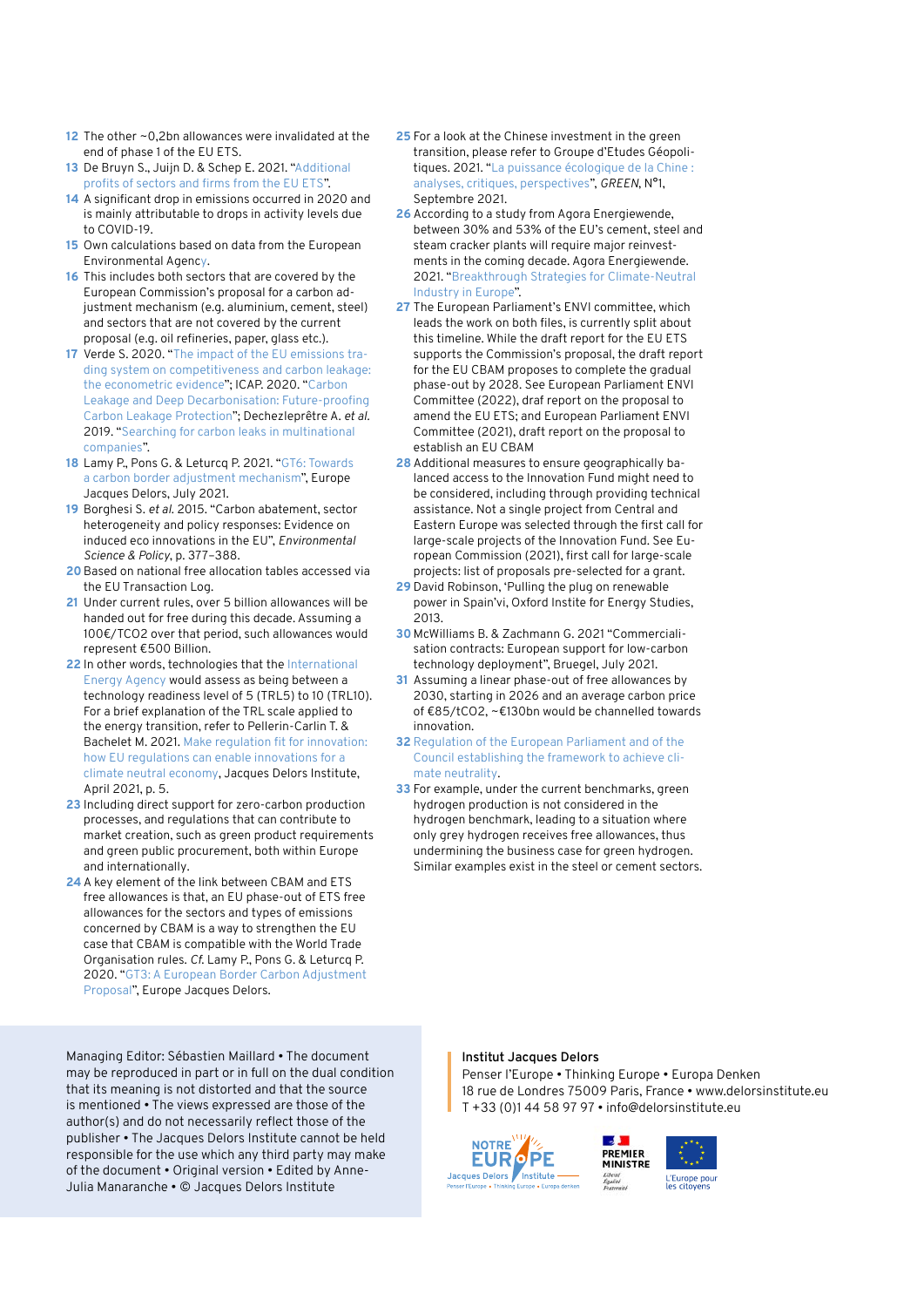12 The other ~0,2bn allowances were invalidated at the end of phase 1 of the EU ETS.

13 De Bruyn S., Juijn D. & Schep E. 2021. "Additional profits of sectors and firms from the EU ETS".

14 A significant drop in emissions occurred in 2020 and is mainly attributable to drops in activity levels due to COVID-19.

15 Own calculations based on data from the European Environmental Agency.

16 This includes both sectors that are covered by the European Commission's proposal for a carbon adjustment mechanism (e.g. aluminium, cement, steel) and sectors that are not covered by the current proposal (e.g. oil refineries, paper, glass etc.).

17 Verde S. 2020. "The impact of the EU emissions trading system on competitiveness and carbon leakage: the econometric evidence"; ICAP. 2020. "Carbon Leakage and Deep Decarbonisation: Future-proofing Carbon Leakage Protection"; Dechezleprêtre A. *et al.* 2019. "Searching for carbon leaks in multinational companies".

18 Lamy P., Pons G. & Leturcq P. 2021. "GT6: Towards a carbon border adjustment mechanism", Europe Jacques Delors, July 2021.

19 Borghesi S. *et al.* 2015. "Carbon abatement, sector heterogeneity and policy responses: Evidence on induced eco innovations in the EU", *Environmental Science & Policy*, p. 377–388.

20 Based on national free allocation tables accessed via the EU Transaction Log.

21 Under current rules, over 5 billion allowances will be handed out for free during this decade. Assuming a 100€/TCO2 over that period, such allowances would represent €500 Billion.

22 In other words, technologies that the International Energy Agency would assess as being between a technology readiness level of 5 (TRL5) to 10 (TRL10). For a brief explanation of the TRL scale applied to the energy transition, refer to Pellerin-Carlin T. & Bachelet M. 2021. Make regulation fit for innovation: how EU regulations can enable innovations for a climate neutral economy, Jacques Delors Institute, April 2021, p. 5.

23 Including direct support for zero-carbon production processes, and regulations that can contribute to market creation, such as green product requirements and green public procurement, both within Europe and internationally.

24 A key element of the link between CBAM and ETS free allowances is that, an EU phase-out of ETS free allowances for the sectors and types of emissions concerned by CBAM is a way to strengthen the EU case that CBAM is compatible with the World Trade Organisation rules. *Cf.* Lamy P., Pons G. & Leturcq P. 2020. "GT3: A European Border Carbon Adjustment Proposal", Europe Jacques Delors.

25 For a look at the Chinese investment in the green transition, please refer to Groupe d'Etudes Géopolitiques. 2021. "La puissance écologique de la Chine : analyses, critiques, perspectives", *GREEN*, N°1, Septembre 2021.

26 According to a study from Agora Energiewende, between 30% and 53% of the EU's cement, steel and steam cracker plants will require major reinvestments in the coming decade. Agora Energiewende. 2021. "Breakthrough Strategies for Climate-Neutral Industry in Europe".

27 The European Parliament's ENVI committee, which leads the work on both files, is currently split about this timeline. While the draft report for the EU ETS supports the Commission's proposal, the draft report for the EU CBAM proposes to complete the gradual phase-out by 2028. See European Parliament ENVI Committee (2022), draf report on the proposal to amend the EU ETS; and European Parliament ENVI Committee (2021), draft report on the proposal to establish an EU CBAM

28 Additional measures to ensure geographically balanced access to the Innovation Fund might need to be considered, including through providing technical assistance. Not a single project from Central and Eastern Europe was selected through the first call for large-scale projects of the Innovation Fund. See European Commission (2021), first call for large-scale projects: list of proposals pre-selected for a grant.

29 David Robinson, 'Pulling the plug on renewable power in Spain'vi, Oxford Instite for Energy Studies, 2013.

30 McWilliams B. & Zachmann G. 2021 "Commercialisation contracts: European support for low-carbon technology deployment", Bruegel, July 2021.

31 Assuming a linear phase-out of free allowances by 2030, starting in 2026 and an average carbon price of €85/tCO2, ~€130bn would be channelled towards innovation.

32 Regulation of the European Parliament and of the Council establishing the framework to achieve climate neutrality.

33 For example, under the current benchmarks, green hydrogen production is not considered in the hydrogen benchmark, leading to a situation where only grey hydrogen receives free allowances, thus undermining the business case for green hydrogen. Similar examples exist in the steel or cement sectors.

Managing Editor: Sébastien Maillard • The document may be reproduced in part or in full on the dual condition that its meaning is not distorted and that the source is mentioned • The views expressed are those of the author(s) and do not necessarily reflect those of the publisher • The Jacques Delors Institute cannot be held responsible for the use which any third party may make of the document • Original version • Edited by Anne-Julia Manaranche • © Jacques Delors Institute

**Institut Jacques Delors**
Penser l'Europe • Thinking Europe • Europa Denken
18 rue de Londres 75009 Paris, France • www.delorsinstitute.eu
T +33 (0)1 44 58 97 97 • info@delorsinstitute.eu

NOTRE EUROPE Jacques Delors Institute — Penser l'Europe • Thinking Europe • Europa denken

PREMIER MINISTRE — Liberté Égalité Fraternité

L'Europe pour les citoyens